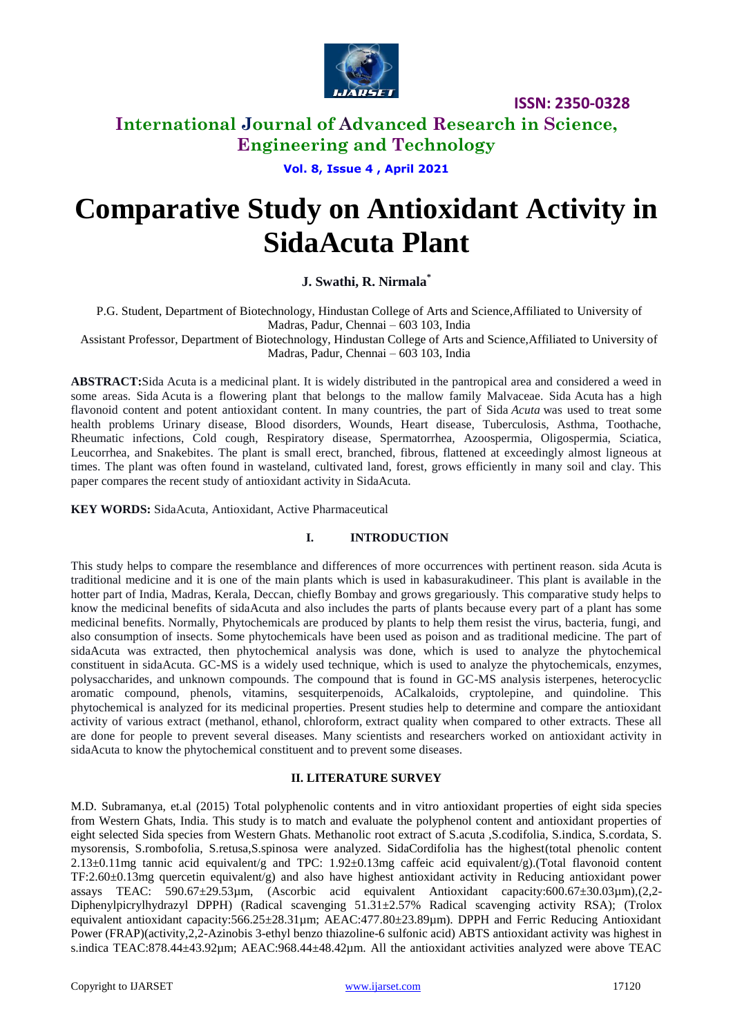# International Journal of Advanced Research in Science, Engineering and Technology

ISSN: 2350-0328

# Comparative Study on Antioxidant Activity in SidaAcuta Plant

**J. Swathi, R. Nirmala***

P.G. Student, Department of Biotechnology, Hindustan College of Arts and Science,Affiliated to University of Madras, Padur, Chennai – 603 103, India

Assistant Professor, Department of Biotechnology, Hindustan College of Arts and Science,Affiliated to University of Madras, Padur, Chennai – 603 103, India

**ABSTRACT:**Sida Acuta is a medicinal plant. It is widely distributed in the pantropical area and considered a weed in some areas. Sida Acuta is a flowering plant that belongs to the mallow family Malvaceae. Sida Acuta has a high flavonoid content and potent antioxidant content. In many countries, the part of Sida *Acuta* was used to treat some health problems Urinary disease, Blood disorders, Wounds, Heart disease, Tuberculosis, Asthma, Toothache, Rheumatic infections, Cold cough, Respiratory disease, Spermatorrhea, Azoospermia, Oligospermia, Sciatica, Leucorrhea, and Snakebites. The plant is small erect, branched, fibrous, flattened at exceedingly almost ligneous at times. The plant was often found in wasteland, cultivated land, forest, grows efficiently in many soil and clay. This paper compares the recent study of antioxidant activity in SidaAcuta.

**KEY WORDS:** SidaAcuta, Antioxidant, Active Pharmaceutical

## I. INTRODUCTION

This study helps to compare the resemblance and differences of more occurrences with pertinent reason. sida *A*cuta is traditional medicine and it is one of the main plants which is used in kabasurakudineer. This plant is available in the hotter part of India, Madras, Kerala, Deccan, chiefly Bombay and grows gregariously. This comparative study helps to know the medicinal benefits of sidaAcuta and also includes the parts of plants because every part of a plant has some medicinal benefits. Normally, Phytochemicals are produced by plants to help them resist the virus, bacteria, fungi, and also consumption of insects. Some phytochemicals have been used as poison and as traditional medicine. The part of sidaAcuta was extracted, then phytochemical analysis was done, which is used to analyze the phytochemical constituent in sidaAcuta. GC-MS is a widely used technique, which is used to analyze the phytochemicals, enzymes, polysaccharides, and unknown compounds. The compound that is found in GC-MS analysis isterpenes, heterocyclic aromatic compound, phenols, vitamins, sesquiterpenoids, ACalkaloids, cryptolepine, and quindoline. This phytochemical is analyzed for its medicinal properties. Present studies help to determine and compare the antioxidant activity of various extract (methanol, ethanol, chloroform, extract quality when compared to other extracts. These all are done for people to prevent several diseases. Many scientists and researchers worked on antioxidant activity in sidaAcuta to know the phytochemical constituent and to prevent some diseases.

## II. LITERATURE SURVEY

M.D. Subramanya, et.al (2015) Total polyphenolic contents and in vitro antioxidant properties of eight sida species from Western Ghats, India. This study is to match and evaluate the polyphenol content and antioxidant properties of eight selected Sida species from Western Ghats. Methanolic root extract of S.acuta ,S.codifolia, S.indica, S.cordata, S. mysorensis, S.rombofolia, S.retusa,S.spinosa were analyzed. SidaCordifolia has the highest(total phenolic content 2.13±0.11mg tannic acid equivalent/g and TPC: 1.92±0.13mg caffeic acid equivalent/g).(Total flavonoid content TF:2.60±0.13mg quercetin equivalent/g) and also have highest antioxidant activity in Reducing antioxidant power assays TEAC: 590.67±29.53µm, (Ascorbic acid equivalent Antioxidant capacity:600.67±30.03µm),(2,2-Diphenylpicrylhydrazyl DPPH) (Radical scavenging 51.31±2.57% Radical scavenging activity RSA); (Trolox equivalent antioxidant capacity:566.25±28.31µm; AEAC:477.80±23.89µm). DPPH and Ferric Reducing Antioxidant Power (FRAP)(activity,2,2-Azinobis 3-ethyl benzo thiazoline-6 sulfonic acid) ABTS antioxidant activity was highest in s.indica TEAC:878.44±43.92µm; AEAC:968.44±48.42µm. All the antioxidant activities analyzed were above TEAC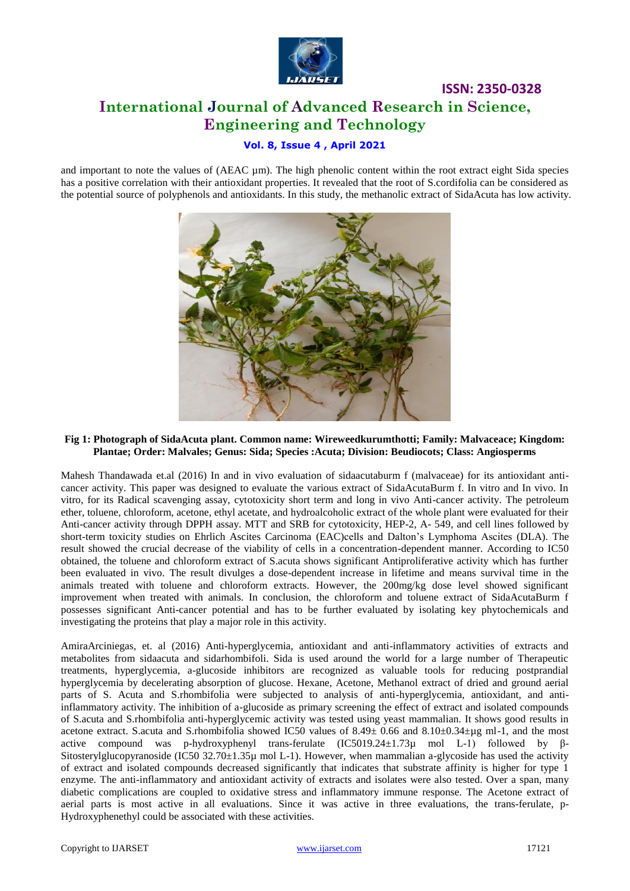and important to note the values of (AEAC µm). The high phenolic content within the root extract eight Sida species has a positive correlation with their antioxidant properties. It revealed that the root of S.cordifolia can be considered as the potential source of polyphenols and antioxidants. In this study, the methanolic extract of SidaAcuta has low activity.

**Fig 1: Photograph of SidaAcuta plant. Common name: Wireweedkurumthotti; Family: Malvaceace; Kingdom: Plantae; Order: Malvales; Genus: Sida; Species :Acuta; Division: Beudiocots; Class: Angiosperms**

Mahesh Thandawada et.al (2016) In and in vivo evaluation of sidaacutaburm f (malvaceae) for its antioxidant anti-cancer activity. This paper was designed to evaluate the various extract of SidaAcutaBurm f. In vitro and In vivo. In vitro, for its Radical scavenging assay, cytotoxicity short term and long in vivo Anti-cancer activity. The petroleum ether, toluene, chloroform, acetone, ethyl acetate, and hydroalcoholic extract of the whole plant were evaluated for their Anti-cancer activity through DPPH assay. MTT and SRB for cytotoxicity, HEP-2, A- 549, and cell lines followed by short-term toxicity studies on Ehrlich Ascites Carcinoma (EAC)cells and Dalton's Lymphoma Ascites (DLA). The result showed the crucial decrease of the viability of cells in a concentration-dependent manner. According to IC50 obtained, the toluene and chloroform extract of S.acuta shows significant Antiproliferative activity which has further been evaluated in vivo. The result divulges a dose-dependent increase in lifetime and means survival time in the animals treated with toluene and chloroform extracts. However, the 200mg/kg dose level showed significant improvement when treated with animals. In conclusion, the chloroform and toluene extract of SidaAcutaBurm f possesses significant Anti-cancer potential and has to be further evaluated by isolating key phytochemicals and investigating the proteins that play a major role in this activity.

AmiraArciniegas, et. al (2016) Anti-hyperglycemia, antioxidant and anti-inflammatory activities of extracts and metabolites from sidaacuta and sidarhombifoli. Sida is used around the world for a large number of Therapeutic treatments, hyperglycemia, a-glucoside inhibitors are recognized as valuable tools for reducing postprandial hyperglycemia by decelerating absorption of glucose. Hexane, Acetone, Methanol extract of dried and ground aerial parts of S. Acuta and S.rhombifolia were subjected to analysis of anti-hyperglycemia, antioxidant, and anti-inflammatory activity. The inhibition of a-glucoside as primary screening the effect of extract and isolated compounds of S.acuta and S.rhombifolia anti-hyperglycemic activity was tested using yeast mammalian. It shows good results in acetone extract. S.acuta and S.rhombifolia showed IC50 values of 8.49± 0.66 and 8.10±0.34±µg ml-1, and the most active compound was p-hydroxyphenyl trans-ferulate (IC5019.24±1.73µ mol L-1) followed by β-Sitosterylglucopyranoside (IC50 32.70±1.35µ mol L-1). However, when mammalian a-glycoside has used the activity of extract and isolated compounds decreased significantly that indicates that substrate affinity is higher for type 1 enzyme. The anti-inflammatory and antioxidant activity of extracts and isolates were also tested. Over a span, many diabetic complications are coupled to oxidative stress and inflammatory immune response. The Acetone extract of aerial parts is most active in all evaluations. Since it was active in three evaluations, the trans-ferulate, p-Hydroxyphenethyl could be associated with these activities.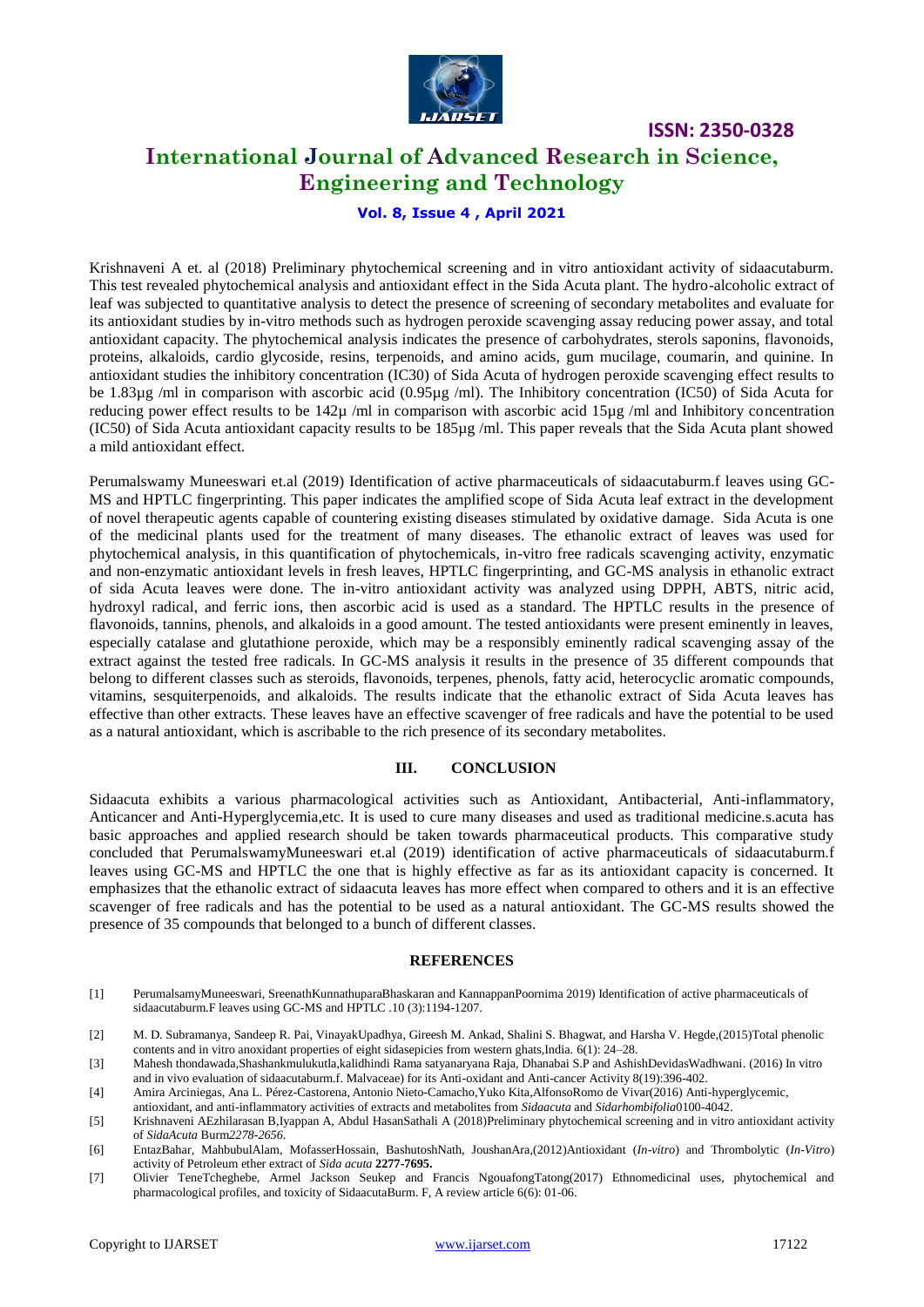Krishnaveni A et. al (2018) Preliminary phytochemical screening and in vitro antioxidant activity of sidaacutaburm. This test revealed phytochemical analysis and antioxidant effect in the Sida Acuta plant. The hydro-alcoholic extract of leaf was subjected to quantitative analysis to detect the presence of screening of secondary metabolites and evaluate for its antioxidant studies by in-vitro methods such as hydrogen peroxide scavenging assay reducing power assay, and total antioxidant capacity. The phytochemical analysis indicates the presence of carbohydrates, sterols saponins, flavonoids, proteins, alkaloids, cardio glycoside, resins, terpenoids, and amino acids, gum mucilage, coumarin, and quinine. In antioxidant studies the inhibitory concentration (IC30) of Sida Acuta of hydrogen peroxide scavenging effect results to be 1.83µg /ml in comparison with ascorbic acid (0.95µg /ml). The Inhibitory concentration (IC50) of Sida Acuta for reducing power effect results to be 142µ /ml in comparison with ascorbic acid 15µg /ml and Inhibitory concentration (IC50) of Sida Acuta antioxidant capacity results to be 185µg /ml. This paper reveals that the Sida Acuta plant showed a mild antioxidant effect.

Perumalswamy Muneeswari et.al (2019) Identification of active pharmaceuticals of sidaacutaburm.f leaves using GC-MS and HPTLC fingerprinting. This paper indicates the amplified scope of Sida Acuta leaf extract in the development of novel therapeutic agents capable of countering existing diseases stimulated by oxidative damage. Sida Acuta is one of the medicinal plants used for the treatment of many diseases. The ethanolic extract of leaves was used for phytochemical analysis, in this quantification of phytochemicals, in-vitro free radicals scavenging activity, enzymatic and non-enzymatic antioxidant levels in fresh leaves, HPTLC fingerprinting, and GC-MS analysis in ethanolic extract of sida Acuta leaves were done. The in-vitro antioxidant activity was analyzed using DPPH, ABTS, nitric acid, hydroxyl radical, and ferric ions, then ascorbic acid is used as a standard. The HPTLC results in the presence of flavonoids, tannins, phenols, and alkaloids in a good amount. The tested antioxidants were present eminently in leaves, especially catalase and glutathione peroxide, which may be a responsibly eminently radical scavenging assay of the extract against the tested free radicals. In GC-MS analysis it results in the presence of 35 different compounds that belong to different classes such as steroids, flavonoids, terpenes, phenols, fatty acid, heterocyclic aromatic compounds, vitamins, sesquiterpenoids, and alkaloids. The results indicate that the ethanolic extract of Sida Acuta leaves has effective than other extracts. These leaves have an effective scavenger of free radicals and have the potential to be used as a natural antioxidant, which is ascribable to the rich presence of its secondary metabolites.

## III. CONCLUSION

Sidaacuta exhibits a various pharmacological activities such as Antioxidant, Antibacterial, Anti-inflammatory, Anticancer and Anti-Hyperglycemia,etc. It is used to cure many diseases and used as traditional medicine.s.acuta has basic approaches and applied research should be taken towards pharmaceutical products. This comparative study concluded that PerumalswamyMuneeswari et.al (2019) identification of active pharmaceuticals of sidaacutaburm.f leaves using GC-MS and HPTLC the one that is highly effective as far as its antioxidant capacity is concerned. It emphasizes that the ethanolic extract of sidaacuta leaves has more effect when compared to others and it is an effective scavenger of free radicals and has the potential to be used as a natural antioxidant. The GC-MS results showed the presence of 35 compounds that belonged to a bunch of different classes.

## REFERENCES

[1] PerumalsamyMuneeswari, SreenathKunnathuparaBhaskaran and KannappanPoornima 2019) Identification of active pharmaceuticals of sidaacutaburm.F leaves using GC-MS and HPTLC .10 (3):1194-1207.

[2] M. D. Subramanya, Sandeep R. Pai, VinayakUpadhya, Gireesh M. Ankad, Shalini S. Bhagwat, and Harsha V. Hegde,(2015)Total phenolic contents and in vitro anoxidant properties of eight sidasepicies from western ghats,India. 6(1): 24–28.

[3] Mahesh thondawada,Shashankmulukutla,kalidhindi Rama satyanaryana Raja, Dhanabai S.P and AshishDevidasWadhwani. (2016) In vitro and in vivo evaluation of sidaacutaburm.f. Malvaceae) for its Anti-oxidant and Anti-cancer Activity 8(19):396-402.

[4] Amira Arciniegas, Ana L. Pérez-Castorena, Antonio Nieto-Camacho,Yuko Kita,AlfonsoRomo de Vivar(2016) Anti-hyperglycemic, antioxidant, and anti-inflammatory activities of extracts and metabolites from *Sidaacuta* and *Sidarhombifolia*0100-4042.

[5] Krishnaveni AEzhilarasan B,Iyappan A, Abdul HasanSathali A (2018)Preliminary phytochemical screening and in vitro antioxidant activity of *SidaAcuta* Burm*2278-2656.*

[6] EntazBahar, MahbubulAlam, MofasserHossain, BashutoshNath, JoushanAra,(2012)Antioxidant (*In-vitro*) and Thrombolytic (*In-Vitro*) activity of Petroleum ether extract of *Sida acuta* **2277-7695.**

[7] Olivier TeneTcheghebe, Armel Jackson Seukep and Francis NgouafongTatong(2017) Ethnomedicinal uses, phytochemical and pharmacological profiles, and toxicity of SidaacutaBurm. F, A review article 6(6): 01-06.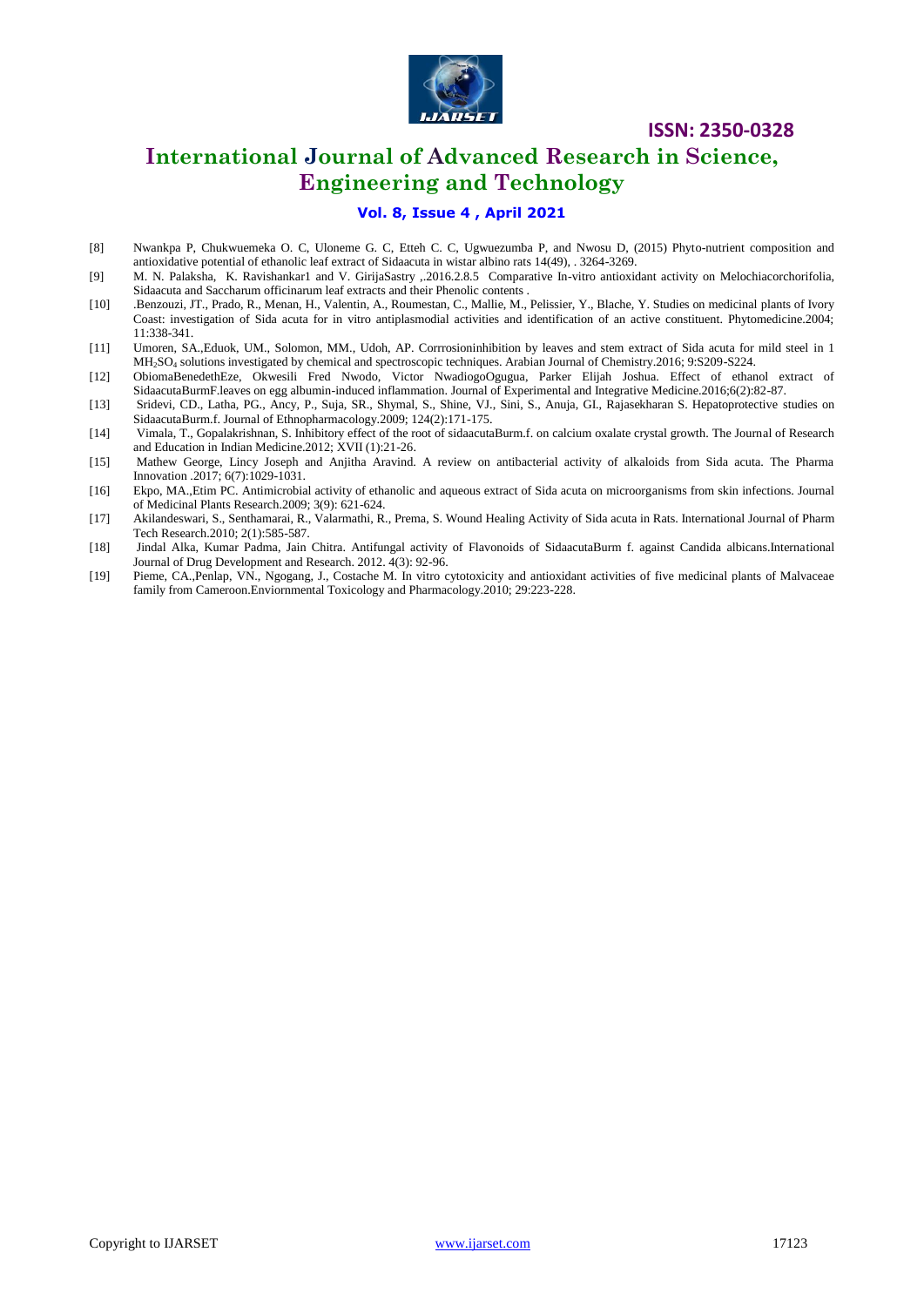[8] Nwankpa P, Chukwuemeka O. C, Uloneme G. C, Etteh C. C, Ugwuezumba P, and Nwosu D, (2015) Phyto-nutrient composition and antioxidative potential of ethanolic leaf extract of Sidaacuta in wistar albino rats 14(49), . 3264-3269.

[9] M. N. Palaksha, K. Ravishankar1 and V. GirijaSastry ,.2016.2.8.5 Comparative In-vitro antioxidant activity on Melochiacorchorifolia, Sidaacuta and Saccharum officinarum leaf extracts and their Phenolic contents .

[10] .Benzouzi, JT., Prado, R., Menan, H., Valentin, A., Roumestan, C., Mallie, M., Pelissier, Y., Blache, Y. Studies on medicinal plants of Ivory Coast: investigation of Sida acuta for in vitro antiplasmodial activities and identification of an active constituent. Phytomedicine.2004; 11:338-341.

[11] Umoren, SA.,Eduok, UM., Solomon, MM., Udoh, AP. Corrrosioninhibition by leaves and stem extract of Sida acuta for mild steel in 1 $MH_2SO_4$ solutions investigated by chemical and spectroscopic techniques. Arabian Journal of Chemistry.2016; 9:S209-S224.

[12] ObiomaBenedethEze, Okwesili Fred Nwodo, Victor NwadiogoOgugua, Parker Elijah Joshua. Effect of ethanol extract of SidaacutaBurmF.leaves on egg albumin-induced inflammation. Journal of Experimental and Integrative Medicine.2016;6(2):82-87.

[13] Sridevi, CD., Latha, PG., Ancy, P., Suja, SR., Shymal, S., Shine, VJ., Sini, S., Anuja, GI., Rajasekharan S. Hepatoprotective studies on SidaacutaBurm.f. Journal of Ethnopharmacology.2009; 124(2):171-175.

[14] Vimala, T., Gopalakrishnan, S. Inhibitory effect of the root of sidaacutaBurm.f. on calcium oxalate crystal growth. The Journal of Research and Education in Indian Medicine.2012; XVII (1):21-26.

[15] Mathew George, Lincy Joseph and Anjitha Aravind. A review on antibacterial activity of alkaloids from Sida acuta. The Pharma Innovation .2017; 6(7):1029-1031.

[16] Ekpo, MA.,Etim PC. Antimicrobial activity of ethanolic and aqueous extract of Sida acuta on microorganisms from skin infections. Journal of Medicinal Plants Research.2009; 3(9): 621-624.

[17] Akilandeswari, S., Senthamarai, R., Valarmathi, R., Prema, S. Wound Healing Activity of Sida acuta in Rats. International Journal of Pharm Tech Research.2010; 2(1):585-587.

[18] Jindal Alka, Kumar Padma, Jain Chitra. Antifungal activity of Flavonoids of SidaacutaBurm f. against Candida albicans.International Journal of Drug Development and Research. 2012. 4(3): 92-96.

[19] Pieme, CA.,Penlap, VN., Ngogang, J., Costache M. In vitro cytotoxicity and antioxidant activities of five medicinal plants of Malvaceae family from Cameroon.Enviornmental Toxicology and Pharmacology.2010; 29:223-228.